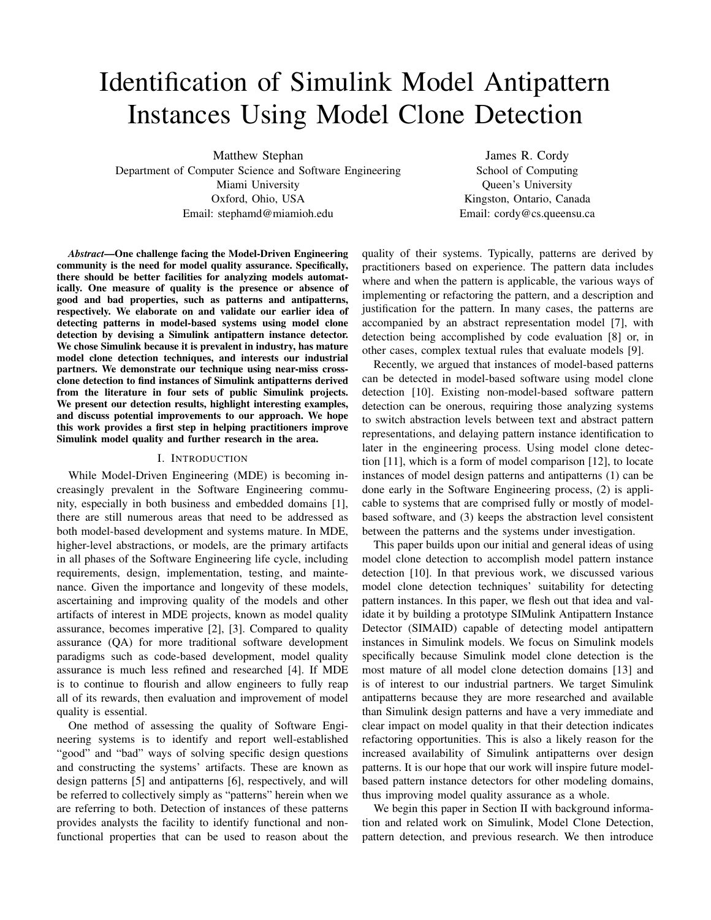# Identification of Simulink Model Antipattern Instances Using Model Clone Detection

Matthew Stephan
Department of Computer Science and Software Engineering
Miami University
Oxford, Ohio, USA
Email: stephamd@miamioh.edu

James R. Cordy
School of Computing
Queen's University
Kingston, Ontario, Canada
Email: cordy@cs.queensu.ca

***Abstract*—One challenge facing the Model-Driven Engineering community is the need for model quality assurance. Specifically, there should be better facilities for analyzing models automatically. One measure of quality is the presence or absence of good and bad properties, such as patterns and antipatterns, respectively. We elaborate on and validate our earlier idea of detecting patterns in model-based systems using model clone detection by devising a Simulink antipattern instance detector. We chose Simulink because it is prevalent in industry, has mature model clone detection techniques, and interests our industrial partners. We demonstrate our technique using near-miss cross-clone detection to find instances of Simulink antipatterns derived from the literature in four sets of public Simulink projects. We present our detection results, highlight interesting examples, and discuss potential improvements to our approach. We hope this work provides a first step in helping practitioners improve Simulink model quality and further research in the area.**

## I. Introduction

While Model-Driven Engineering (MDE) is becoming increasingly prevalent in the Software Engineering community, especially in both business and embedded domains [1], there are still numerous areas that need to be addressed as both model-based development and systems mature. In MDE, higher-level abstractions, or models, are the primary artifacts in all phases of the Software Engineering life cycle, including requirements, design, implementation, testing, and maintenance. Given the importance and longevity of these models, ascertaining and improving quality of the models and other artifacts of interest in MDE projects, known as model quality assurance, becomes imperative [2], [3]. Compared to quality assurance (QA) for more traditional software development paradigms such as code-based development, model quality assurance is much less refined and researched [4]. If MDE is to continue to flourish and allow engineers to fully reap all of its rewards, then evaluation and improvement of model quality is essential.

One method of assessing the quality of Software Engineering systems is to identify and report well-established "good" and "bad" ways of solving specific design questions and constructing the systems' artifacts. These are known as design patterns [5] and antipatterns [6], respectively, and will be referred to collectively simply as "patterns" herein when we are referring to both. Detection of instances of these patterns provides analysts the facility to identify functional and non-functional properties that can be used to reason about the quality of their systems. Typically, patterns are derived by practitioners based on experience. The pattern data includes where and when the pattern is applicable, the various ways of implementing or refactoring the pattern, and a description and justification for the pattern. In many cases, the patterns are accompanied by an abstract representation model [7], with detection being accomplished by code evaluation [8] or, in other cases, complex textual rules that evaluate models [9].

Recently, we argued that instances of model-based patterns can be detected in model-based software using model clone detection [10]. Existing non-model-based software pattern detection can be onerous, requiring those analyzing systems to switch abstraction levels between text and abstract pattern representations, and delaying pattern instance identification to later in the engineering process. Using model clone detection [11], which is a form of model comparison [12], to locate instances of model design patterns and antipatterns (1) can be done early in the Software Engineering process, (2) is applicable to systems that are comprised fully or mostly of model-based software, and (3) keeps the abstraction level consistent between the patterns and the systems under investigation.

This paper builds upon our initial and general ideas of using model clone detection to accomplish model pattern instance detection [10]. In that previous work, we discussed various model clone detection techniques' suitability for detecting pattern instances. In this paper, we flesh out that idea and validate it by building a prototype SIMulink Antipattern Instance Detector (SIMAID) capable of detecting model antipattern instances in Simulink models. We focus on Simulink models specifically because Simulink model clone detection is the most mature of all model clone detection domains [13] and is of interest to our industrial partners. We target Simulink antipatterns because they are more researched and available than Simulink design patterns and have a very immediate and clear impact on model quality in that their detection indicates refactoring opportunities. This is also a likely reason for the increased availability of Simulink antipatterns over design patterns. It is our hope that our work will inspire future model-based pattern instance detectors for other modeling domains, thus improving model quality assurance as a whole.

We begin this paper in Section II with background information and related work on Simulink, Model Clone Detection, pattern detection, and previous research. We then introduce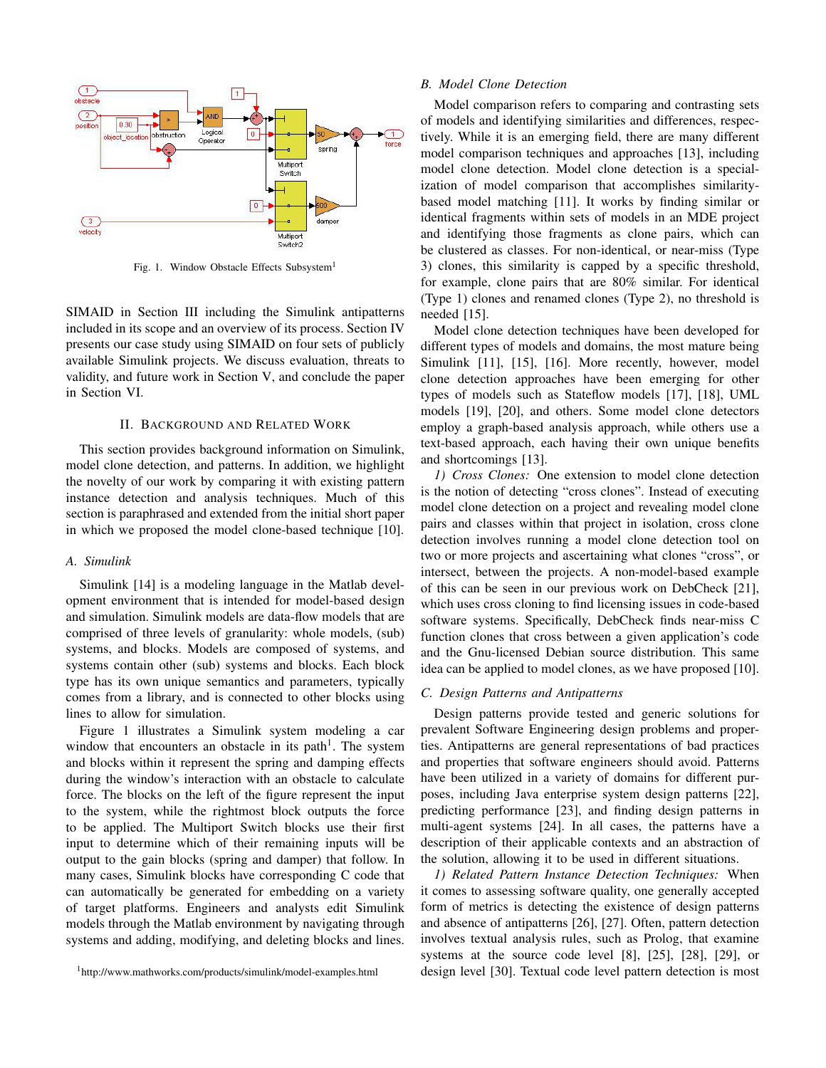Fig. 1. Window Obstacle Effects Subsystem[1]

SIMAID in Section III including the Simulink antipatterns included in its scope and an overview of its process. Section IV presents our case study using SIMAID on four sets of publicly available Simulink projects. We discuss evaluation, threats to validity, and future work in Section V, and conclude the paper in Section VI.

## II. Background and Related Work

This section provides background information on Simulink, model clone detection, and patterns. In addition, we highlight the novelty of our work by comparing it with existing pattern instance detection and analysis techniques. Much of this section is paraphrased and extended from the initial short paper in which we proposed the model clone-based technique [10].

### A. Simulink

Simulink [14] is a modeling language in the Matlab development environment that is intended for model-based design and simulation. Simulink models are data-flow models that are comprised of three levels of granularity: whole models, (sub) systems, and blocks. Models are composed of systems, and systems contain other (sub) systems and blocks. Each block type has its own unique semantics and parameters, typically comes from a library, and is connected to other blocks using lines to allow for simulation.

Figure 1 illustrates a Simulink system modeling a car window that encounters an obstacle in its path[1]. The system and blocks within it represent the spring and damping effects during the window's interaction with an obstacle to calculate force. The blocks on the left of the figure represent the input to the system, while the rightmost block outputs the force to be applied. The Multiport Switch blocks use their first input to determine which of their remaining inputs will be output to the gain blocks (spring and damper) that follow. In many cases, Simulink blocks have corresponding C code that can automatically be generated for embedding on a variety of target platforms. Engineers and analysts edit Simulink models through the Matlab environment by navigating through systems and adding, modifying, and deleting blocks and lines.

[1]http://www.mathworks.com/products/simulink/model-examples.html

### B. Model Clone Detection

Model comparison refers to comparing and contrasting sets of models and identifying similarities and differences, respectively. While it is an emerging field, there are many different model comparison techniques and approaches [13], including model clone detection. Model clone detection is a specialization of model comparison that accomplishes similarity-based model matching [11]. It works by finding similar or identical fragments within sets of models in an MDE project and identifying those fragments as clone pairs, which can be clustered as classes. For non-identical, or near-miss (Type 3) clones, this similarity is capped by a specific threshold, for example, clone pairs that are 80% similar. For identical (Type 1) clones and renamed clones (Type 2), no threshold is needed [15].

Model clone detection techniques have been developed for different types of models and domains, the most mature being Simulink [11], [15], [16]. More recently, however, model clone detection approaches have been emerging for other types of models such as Stateflow models [17], [18], UML models [19], [20], and others. Some model clone detectors employ a graph-based analysis approach, while others use a text-based approach, each having their own unique benefits and shortcomings [13].

*1) Cross Clones:* One extension to model clone detection is the notion of detecting "cross clones". Instead of executing model clone detection on a project and revealing model clone pairs and classes within that project in isolation, cross clone detection involves running a model clone detection tool on two or more projects and ascertaining what clones "cross", or intersect, between the projects. A non-model-based example of this can be seen in our previous work on DebCheck [21], which uses cross cloning to find licensing issues in code-based software systems. Specifically, DebCheck finds near-miss C function clones that cross between a given application's code and the Gnu-licensed Debian source distribution. This same idea can be applied to model clones, as we have proposed [10].

### C. Design Patterns and Antipatterns

Design patterns provide tested and generic solutions for prevalent Software Engineering design problems and properties. Antipatterns are general representations of bad practices and properties that software engineers should avoid. Patterns have been utilized in a variety of domains for different purposes, including Java enterprise system design patterns [22], predicting performance [23], and finding design patterns in multi-agent systems [24]. In all cases, the patterns have a description of their applicable contexts and an abstraction of the solution, allowing it to be used in different situations.

*1) Related Pattern Instance Detection Techniques:* When it comes to assessing software quality, one generally accepted form of metrics is detecting the existence of design patterns and absence of antipatterns [26], [27]. Often, pattern detection involves textual analysis rules, such as Prolog, that examine systems at the source code level [8], [25], [28], [29], or design level [30]. Textual code level pattern detection is most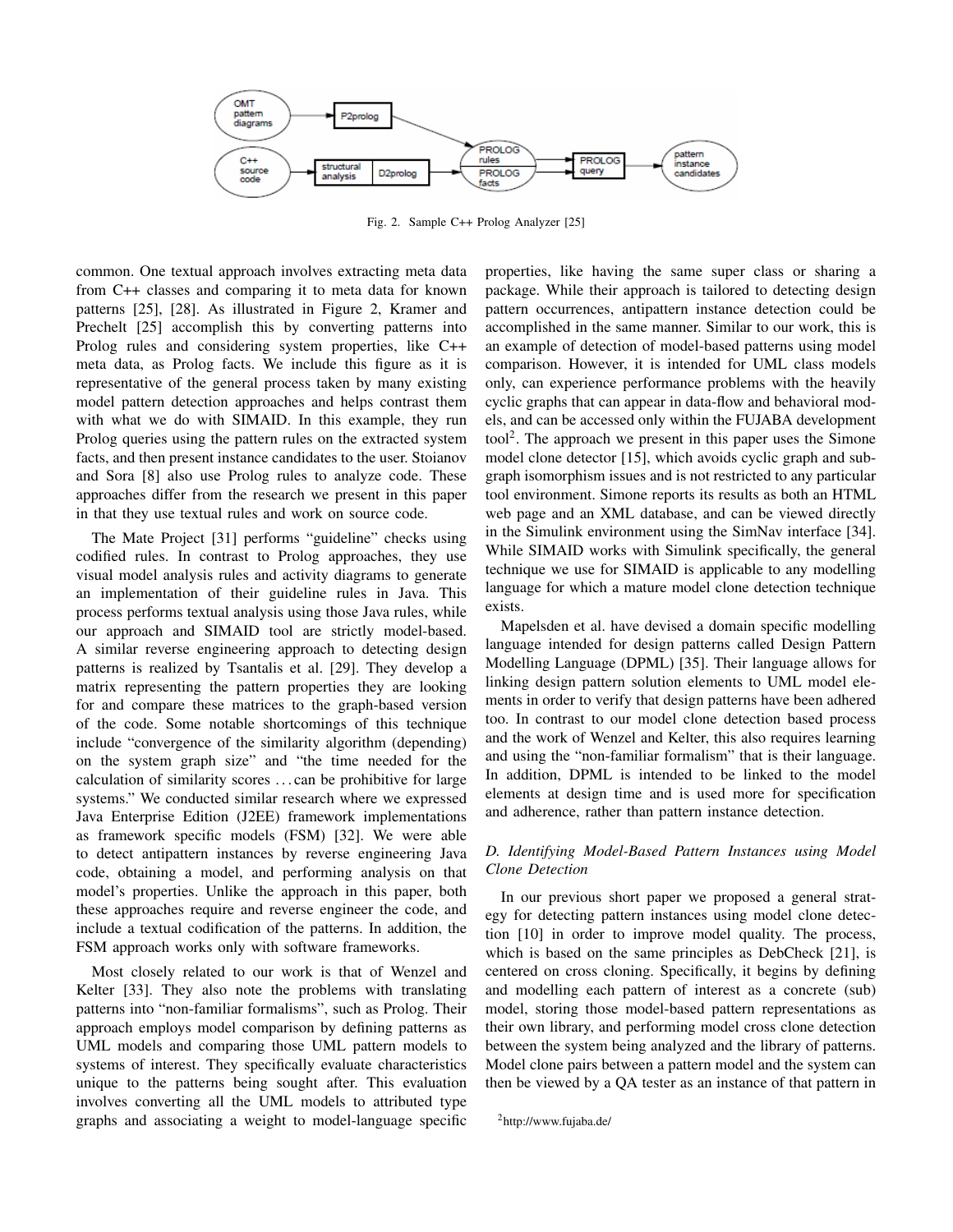Fig. 2. Sample C++ Prolog Analyzer [25]

common. One textual approach involves extracting meta data from C++ classes and comparing it to meta data for known patterns [25], [28]. As illustrated in Figure 2, Kramer and Prechelt [25] accomplish this by converting patterns into Prolog rules and considering system properties, like C++ meta data, as Prolog facts. We include this figure as it is representative of the general process taken by many existing model pattern detection approaches and helps contrast them with what we do with SIMAID. In this example, they run Prolog queries using the pattern rules on the extracted system facts, and then present instance candidates to the user. Stoianov and Sora [8] also use Prolog rules to analyze code. These approaches differ from the research we present in this paper in that they use textual rules and work on source code.

The Mate Project [31] performs "guideline" checks using codified rules. In contrast to Prolog approaches, they use visual model analysis rules and activity diagrams to generate an implementation of their guideline rules in Java. This process performs textual analysis using those Java rules, while our approach and SIMAID tool are strictly model-based. A similar reverse engineering approach to detecting design patterns is realized by Tsantalis et al. [29]. They develop a matrix representing the pattern properties they are looking for and compare these matrices to the graph-based version of the code. Some notable shortcomings of this technique include "convergence of the similarity algorithm (depending) on the system graph size" and "the time needed for the calculation of similarity scores ... can be prohibitive for large systems." We conducted similar research where we expressed Java Enterprise Edition (J2EE) framework implementations as framework specific models (FSM) [32]. We were able to detect antipattern instances by reverse engineering Java code, obtaining a model, and performing analysis on that model's properties. Unlike the approach in this paper, both these approaches require and reverse engineer the code, and include a textual codification of the patterns. In addition, the FSM approach works only with software frameworks.

Most closely related to our work is that of Wenzel and Kelter [33]. They also note the problems with translating patterns into "non-familiar formalisms", such as Prolog. Their approach employs model comparison by defining patterns as UML models and comparing those UML pattern models to systems of interest. They specifically evaluate characteristics unique to the patterns being sought after. This evaluation involves converting all the UML models to attributed type graphs and associating a weight to model-language specific properties, like having the same super class or sharing a package. While their approach is tailored to detecting design pattern occurrences, antipattern instance detection could be accomplished in the same manner. Similar to our work, this is an example of detection of model-based patterns using model comparison. However, it is intended for UML class models only, can experience performance problems with the heavily cyclic graphs that can appear in data-flow and behavioral models, and can be accessed only within the FUJABA development tool[2]. The approach we present in this paper uses the Simone model clone detector [15], which avoids cyclic graph and subgraph isomorphism issues and is not restricted to any particular tool environment. Simone reports its results as both an HTML web page and an XML database, and can be viewed directly in the Simulink environment using the SimNav interface [34]. While SIMAID works with Simulink specifically, the general technique we use for SIMAID is applicable to any modelling language for which a mature model clone detection technique exists.

Mapelsden et al. have devised a domain specific modelling language intended for design patterns called Design Pattern Modelling Language (DPML) [35]. Their language allows for linking design pattern solution elements to UML model elements in order to verify that design patterns have been adhered too. In contrast to our model clone detection based process and the work of Wenzel and Kelter, this also requires learning and using the "non-familiar formalism" that is their language. In addition, DPML is intended to be linked to the model elements at design time and is used more for specification and adherence, rather than pattern instance detection.

### *D. Identifying Model-Based Pattern Instances using Model Clone Detection*

In our previous short paper we proposed a general strategy for detecting pattern instances using model clone detection [10] in order to improve model quality. The process, which is based on the same principles as DebCheck [21], is centered on cross cloning. Specifically, it begins by defining and modelling each pattern of interest as a concrete (sub) model, storing those model-based pattern representations as their own library, and performing model cross clone detection between the system being analyzed and the library of patterns. Model clone pairs between a pattern model and the system can then be viewed by a QA tester as an instance of that pattern in

[2] http://www.fujaba.de/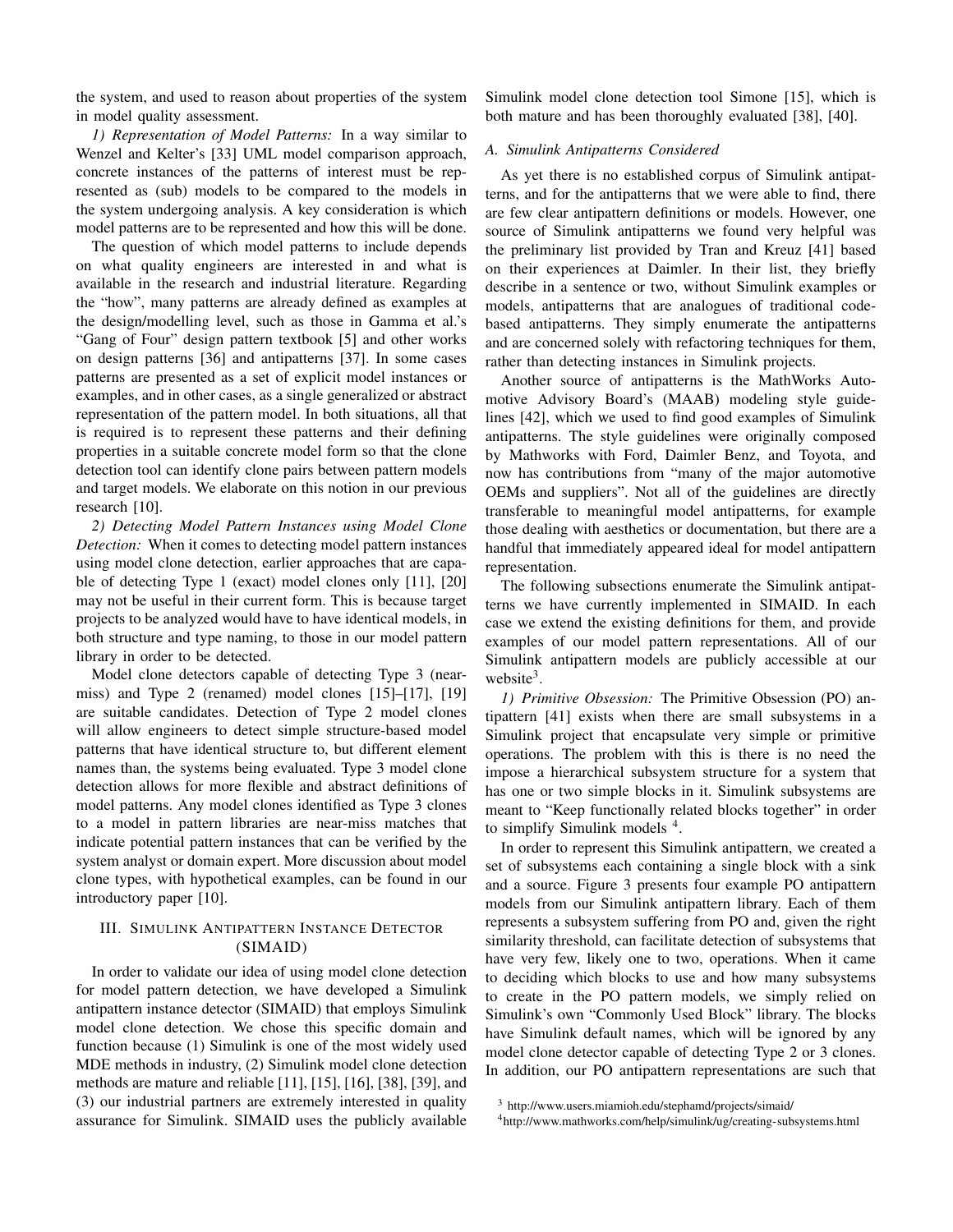the system, and used to reason about properties of the system in model quality assessment.

*1) Representation of Model Patterns:* In a way similar to Wenzel and Kelter's [33] UML model comparison approach, concrete instances of the patterns of interest must be represented as (sub) models to be compared to the models in the system undergoing analysis. A key consideration is which model patterns are to be represented and how this will be done.

The question of which model patterns to include depends on what quality engineers are interested in and what is available in the research and industrial literature. Regarding the "how", many patterns are already defined as examples at the design/modelling level, such as those in Gamma et al.'s "Gang of Four" design pattern textbook [5] and other works on design patterns [36] and antipatterns [37]. In some cases patterns are presented as a set of explicit model instances or examples, and in other cases, as a single generalized or abstract representation of the pattern model. In both situations, all that is required is to represent these patterns and their defining properties in a suitable concrete model form so that the clone detection tool can identify clone pairs between pattern models and target models. We elaborate on this notion in our previous research [10].

*2) Detecting Model Pattern Instances using Model Clone Detection:* When it comes to detecting model pattern instances using model clone detection, earlier approaches that are capable of detecting Type 1 (exact) model clones only [11], [20] may not be useful in their current form. This is because target projects to be analyzed would have to have identical models, in both structure and type naming, to those in our model pattern library in order to be detected.

Model clone detectors capable of detecting Type 3 (near-miss) and Type 2 (renamed) model clones [15]–[17], [19] are suitable candidates. Detection of Type 2 model clones will allow engineers to detect simple structure-based model patterns that have identical structure to, but different element names than, the systems being evaluated. Type 3 model clone detection allows for more flexible and abstract definitions of model patterns. Any model clones identified as Type 3 clones to a model in pattern libraries are near-miss matches that indicate potential pattern instances that can be verified by the system analyst or domain expert. More discussion about model clone types, with hypothetical examples, can be found in our introductory paper [10].

## III. Simulink Antipattern Instance Detector (SIMAID)

In order to validate our idea of using model clone detection for model pattern detection, we have developed a Simulink antipattern instance detector (SIMAID) that employs Simulink model clone detection. We chose this specific domain and function because (1) Simulink is one of the most widely used MDE methods in industry, (2) Simulink model clone detection methods are mature and reliable [11], [15], [16], [38], [39], and (3) our industrial partners are extremely interested in quality assurance for Simulink. SIMAID uses the publicly available Simulink model clone detection tool Simone [15], which is both mature and has been thoroughly evaluated [38], [40].

### A. Simulink Antipatterns Considered

As yet there is no established corpus of Simulink antipatterns, and for the antipatterns that we were able to find, there are few clear antipattern definitions or models. However, one source of Simulink antipatterns we found very helpful was the preliminary list provided by Tran and Kreuz [41] based on their experiences at Daimler. In their list, they briefly describe in a sentence or two, without Simulink examples or models, antipatterns that are analogues of traditional code-based antipatterns. They simply enumerate the antipatterns and are concerned solely with refactoring techniques for them, rather than detecting instances in Simulink projects.

Another source of antipatterns is the MathWorks Automotive Advisory Board's (MAAB) modeling style guidelines [42], which we used to find good examples of Simulink antipatterns. The style guidelines were originally composed by Mathworks with Ford, Daimler Benz, and Toyota, and now has contributions from "many of the major automotive OEMs and suppliers". Not all of the guidelines are directly transferable to meaningful model antipatterns, for example those dealing with aesthetics or documentation, but there are a handful that immediately appeared ideal for model antipattern representation.

The following subsections enumerate the Simulink antipatterns we have currently implemented in SIMAID. In each case we extend the existing definitions for them, and provide examples of our model pattern representations. All of our Simulink antipattern models are publicly accessible at our website[3].

*1) Primitive Obsession:* The Primitive Obsession (PO) antipattern [41] exists when there are small subsystems in a Simulink project that encapsulate very simple or primitive operations. The problem with this is there is no need the impose a hierarchical subsystem structure for a system that has one or two simple blocks in it. Simulink subsystems are meant to "Keep functionally related blocks together" in order to simplify Simulink models [4].

In order to represent this Simulink antipattern, we created a set of subsystems each containing a single block with a sink and a source. Figure 3 presents four example PO antipattern models from our Simulink antipattern library. Each of them represents a subsystem suffering from PO and, given the right similarity threshold, can facilitate detection of subsystems that have very few, likely one to two, operations. When it came to deciding which blocks to use and how many subsystems to create in the PO pattern models, we simply relied on Simulink's own "Commonly Used Block" library. The blocks have Simulink default names, which will be ignored by any model clone detector capable of detecting Type 2 or 3 clones. In addition, our PO antipattern representations are such that

[3] http://www.users.miamioh.edu/stephamd/projects/simaid/

[4] http://www.mathworks.com/help/simulink/ug/creating-subsystems.html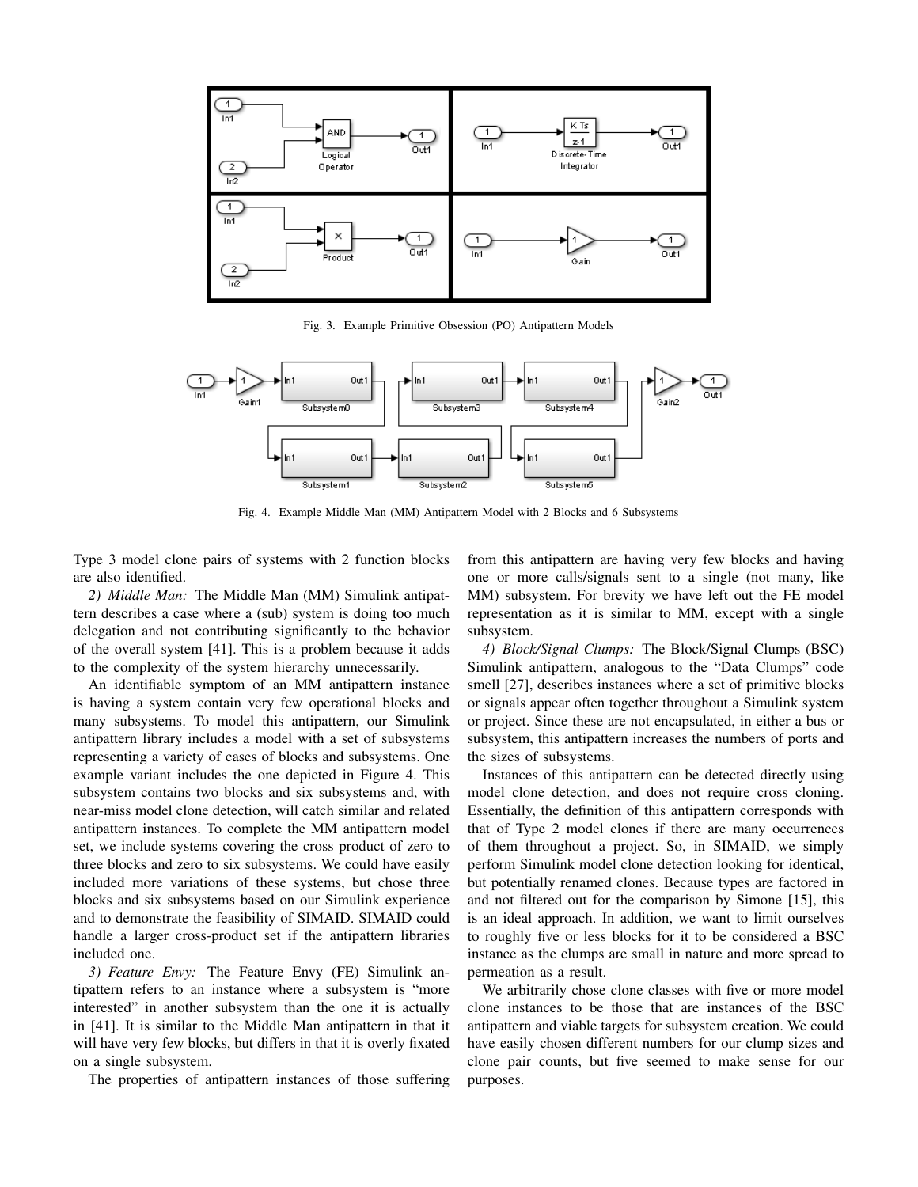Fig. 3. Example Primitive Obsession (PO) Antipattern Models

Fig. 4. Example Middle Man (MM) Antipattern Model with 2 Blocks and 6 Subsystems

Type 3 model clone pairs of systems with 2 function blocks are also identified.

*2) Middle Man:* The Middle Man (MM) Simulink antipattern describes a case where a (sub) system is doing too much delegation and not contributing significantly to the behavior of the overall system [41]. This is a problem because it adds to the complexity of the system hierarchy unnecessarily.

An identifiable symptom of an MM antipattern instance is having a system contain very few operational blocks and many subsystems. To model this antipattern, our Simulink antipattern library includes a model with a set of subsystems representing a variety of cases of blocks and subsystems. One example variant includes the one depicted in Figure 4. This subsystem contains two blocks and six subsystems and, with near-miss model clone detection, will catch similar and related antipattern instances. To complete the MM antipattern model set, we include systems covering the cross product of zero to three blocks and zero to six subsystems. We could have easily included more variations of these systems, but chose three blocks and six subsystems based on our Simulink experience and to demonstrate the feasibility of SIMAID. SIMAID could handle a larger cross-product set if the antipattern libraries included one.

*3) Feature Envy:* The Feature Envy (FE) Simulink antipattern refers to an instance where a subsystem is "more interested" in another subsystem than the one it is actually in [41]. It is similar to the Middle Man antipattern in that it will have very few blocks, but differs in that it is overly fixated on a single subsystem.

The properties of antipattern instances of those suffering from this antipattern are having very few blocks and having one or more calls/signals sent to a single (not many, like MM) subsystem. For brevity we have left out the FE model representation as it is similar to MM, except with a single subsystem.

*4) Block/Signal Clumps:* The Block/Signal Clumps (BSC) Simulink antipattern, analogous to the "Data Clumps" code smell [27], describes instances where a set of primitive blocks or signals appear often together throughout a Simulink system or project. Since these are not encapsulated, in either a bus or subsystem, this antipattern increases the numbers of ports and the sizes of subsystems.

Instances of this antipattern can be detected directly using model clone detection, and does not require cross cloning. Essentially, the definition of this antipattern corresponds with that of Type 2 model clones if there are many occurrences of them throughout a project. So, in SIMAID, we simply perform Simulink model clone detection looking for identical, but potentially renamed clones. Because types are factored in and not filtered out for the comparison by Simone [15], this is an ideal approach. In addition, we want to limit ourselves to roughly five or less blocks for it to be considered a BSC instance as the clumps are small in nature and more spread to permeation as a result.

We arbitrarily chose clone classes with five or more model clone instances to be those that are instances of the BSC antipattern and viable targets for subsystem creation. We could have easily chosen different numbers for our clump sizes and clone pair counts, but five seemed to make sense for our purposes.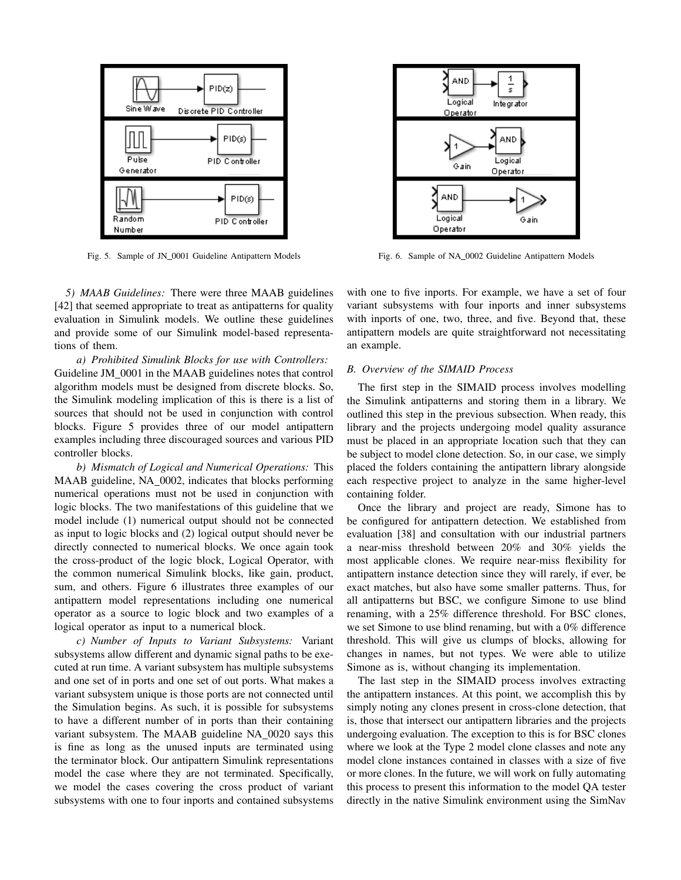Sine Wave
Discrete PID Controller
PID(z)
Pulse Generator
PID Controller
PID(s)
Random Number
PID Controller
PID(s)

Fig. 5. Sample of JN_0001 Guideline Antipattern Models

AND
Logical Operator
1/s
Integrator
1
Gain
AND
Logical Operator
AND
Logical Operator
1
Gain

Fig. 6. Sample of NA_0002 Guideline Antipattern Models

*5) MAAB Guidelines:* There were three MAAB guidelines [42] that seemed appropriate to treat as antipatterns for quality evaluation in Simulink models. We outline these guidelines and provide some of our Simulink model-based representations of them.

*a) Prohibited Simulink Blocks for use with Controllers:* Guideline JM_0001 in the MAAB guidelines notes that control algorithm models must be designed from discrete blocks. So, the Simulink modeling implication of this is there is a list of sources that should not be used in conjunction with control blocks. Figure 5 provides three of our model antipattern examples including three discouraged sources and various PID controller blocks.

*b) Mismatch of Logical and Numerical Operations:* This MAAB guideline, NA_0002, indicates that blocks performing numerical operations must not be used in conjunction with logic blocks. The two manifestations of this guideline that we model include (1) numerical output should not be connected as input to logic blocks and (2) logical output should never be directly connected to numerical blocks. We once again took the cross-product of the logic block, Logical Operator, with the common numerical Simulink blocks, like gain, product, sum, and others. Figure 6 illustrates three examples of our antipattern model representations including one numerical operator as a source to logic block and two examples of a logical operator as input to a numerical block.

*c) Number of Inputs to Variant Subsystems:* Variant subsystems allow different and dynamic signal paths to be executed at run time. A variant subsystem has multiple subsystems and one set of in ports and one set of out ports. What makes a variant subsystem unique is those ports are not connected until the Simulation begins. As such, it is possible for subsystems to have a different number of in ports than their containing variant subsystem. The MAAB guideline NA_0020 says this is fine as long as the unused inputs are terminated using the terminator block. Our antipattern Simulink representations model the case where they are not terminated. Specifically, we model the cases covering the cross product of variant subsystems with one to four inports and contained subsystems with one to five inports. For example, we have a set of four variant subsystems with four inports and inner subsystems with inports of one, two, three, and five. Beyond that, these antipattern models are quite straightforward not necessitating an example.

### *B. Overview of the SIMAID Process*

The first step in the SIMAID process involves modelling the Simulink antipatterns and storing them in a library. We outlined this step in the previous subsection. When ready, this library and the projects undergoing model quality assurance must be placed in an appropriate location such that they can be subject to model clone detection. So, in our case, we simply placed the folders containing the antipattern library alongside each respective project to analyze in the same higher-level containing folder.

Once the library and project are ready, Simone has to be configured for antipattern detection. We established from evaluation [38] and consultation with our industrial partners a near-miss threshold between 20% and 30% yields the most applicable clones. We require near-miss flexibility for antipattern instance detection since they will rarely, if ever, be exact matches, but also have some smaller patterns. Thus, for all antipatterns but BSC, we configure Simone to use blind renaming, with a 25% difference threshold. For BSC clones, we set Simone to use blind renaming, but with a 0% difference threshold. This will give us clumps of blocks, allowing for changes in names, but not types. We were able to utilize Simone as is, without changing its implementation.

The last step in the SIMAID process involves extracting the antipattern instances. At this point, we accomplish this by simply noting any clones present in cross-clone detection, that is, those that intersect our antipattern libraries and the projects undergoing evaluation. The exception to this is for BSC clones where we look at the Type 2 model clone classes and note any model clone instances contained in classes with a size of five or more clones. In the future, we will work on fully automating this process to present this information to the model QA tester directly in the native Simulink environment using the SimNav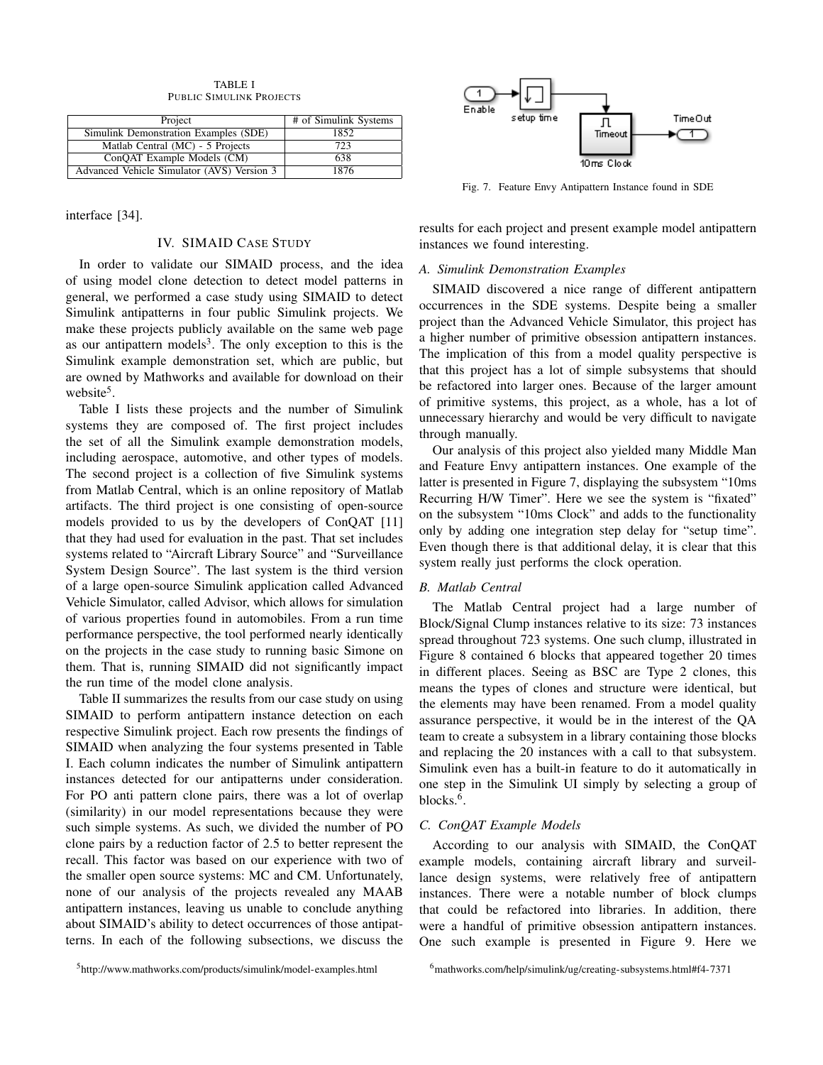TABLE I
PUBLIC SIMULINK PROJECTS

| Project | # of Simulink Systems |
|---|---|
| Simulink Demonstration Examples (SDE) | 1852 |
| Matlab Central (MC) - 5 Projects | 723 |
| ConQAT Example Models (CM) | 638 |
| Advanced Vehicle Simulator (AVS) Version 3 | 1876 |

interface [34].

## IV. SIMAID CASE STUDY

In order to validate our SIMAID process, and the idea of using model clone detection to detect model patterns in general, we performed a case study using SIMAID to detect Simulink antipatterns in four public Simulink projects. We make these projects publicly available on the same web page as our antipattern models[3]. The only exception to this is the Simulink example demonstration set, which are public, but are owned by Mathworks and available for download on their website[5].

Table I lists these projects and the number of Simulink systems they are composed of. The first project includes the set of all the Simulink example demonstration models, including aerospace, automotive, and other types of models. The second project is a collection of five Simulink systems from Matlab Central, which is an online repository of Matlab artifacts. The third project is one consisting of open-source models provided to us by the developers of ConQAT [11] that they had used for evaluation in the past. That set includes systems related to "Aircraft Library Source" and "Surveillance System Design Source". The last system is the third version of a large open-source Simulink application called Advanced Vehicle Simulator, called Advisor, which allows for simulation of various properties found in automobiles. From a run time performance perspective, the tool performed nearly identically on the projects in the case study to running basic Simone on them. That is, running SIMAID did not significantly impact the run time of the model clone analysis.

Table II summarizes the results from our case study on using SIMAID to perform antipattern instance detection on each respective Simulink project. Each row presents the findings of SIMAID when analyzing the four systems presented in Table I. Each column indicates the number of Simulink antipattern instances detected for our antipatterns under consideration. For PO anti pattern clone pairs, there was a lot of overlap (similarity) in our model representations because they were such simple systems. As such, we divided the number of PO clone pairs by a reduction factor of 2.5 to better represent the recall. This factor was based on our experience with two of the smaller open source systems: MC and CM. Unfortunately, none of our analysis of the projects revealed any MAAB antipattern instances, leaving us unable to conclude anything about SIMAID's ability to detect occurrences of those antipatterns. In each of the following subsections, we discuss the results for each project and present example model antipattern instances we found interesting.

Fig. 7. Feature Envy Antipattern Instance found in SDE

### A. Simulink Demonstration Examples

SIMAID discovered a nice range of different antipattern occurrences in the SDE systems. Despite being a smaller project than the Advanced Vehicle Simulator, this project has a higher number of primitive obsession antipattern instances. The implication of this from a model quality perspective is that this project has a lot of simple subsystems that should be refactored into larger ones. Because of the larger amount of primitive systems, this project, as a whole, has a lot of unnecessary hierarchy and would be very difficult to navigate through manually.

Our analysis of this project also yielded many Middle Man and Feature Envy antipattern instances. One example of the latter is presented in Figure 7, displaying the subsystem "10ms Recurring H/W Timer". Here we see the system is "fixated" on the subsystem "10ms Clock" and adds to the functionality only by adding one integration step delay for "setup time". Even though there is that additional delay, it is clear that this system really just performs the clock operation.

### B. Matlab Central

The Matlab Central project had a large number of Block/Signal Clump instances relative to its size: 73 instances spread throughout 723 systems. One such clump, illustrated in Figure 8 contained 6 blocks that appeared together 20 times in different places. Seeing as BSC are Type 2 clones, this means the types of clones and structure were identical, but the elements may have been renamed. From a model quality assurance perspective, it would be in the interest of the QA team to create a subsystem in a library containing those blocks and replacing the 20 instances with a call to that subsystem. Simulink even has a built-in feature to do it automatically in one step in the Simulink UI simply by selecting a group of blocks.[6].

### C. ConQAT Example Models

According to our analysis with SIMAID, the ConQAT example models, containing aircraft library and surveillance design systems, were relatively free of antipattern instances. There were a notable number of block clumps that could be refactored into libraries. In addition, there were a handful of primitive obsession antipattern instances. One such example is presented in Figure 9. Here we

[5]http://www.mathworks.com/products/simulink/model-examples.html

[6]mathworks.com/help/simulink/ug/creating-subsystems.html#f4-7371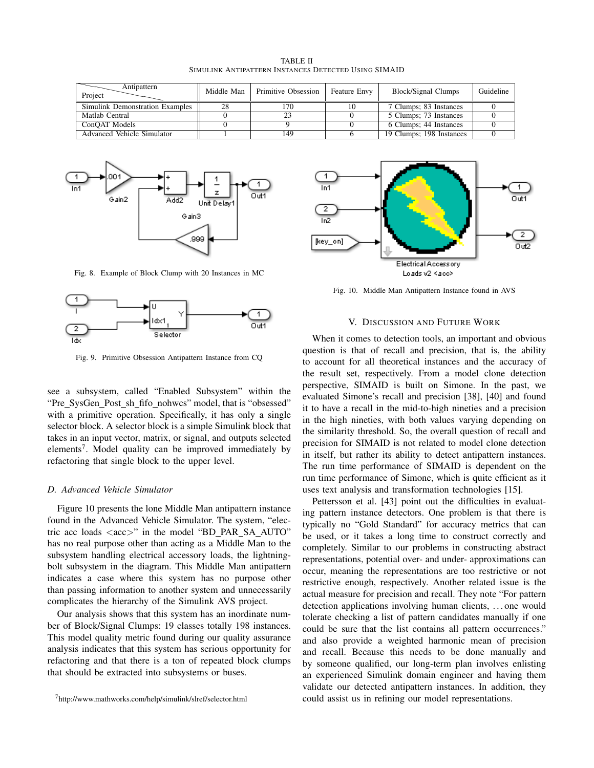TABLE II
SIMULINK ANTIPATTERN INSTANCES DETECTED USING SIMAID

| Antipattern / Project | Middle Man | Primitive Obsession | Feature Envy | Block/Signal Clumps | Guideline |
|---|---|---|---|---|---|
| Simulink Demonstration Examples | 28 | 170 | 10 | 7 Clumps; 83 Instances | 0 |
| Matlab Central | 0 | 23 | 0 | 5 Clumps; 73 Instances | 0 |
| ConQAT Models | 0 | 9 | 0 | 6 Clumps; 44 Instances | 0 |
| Advanced Vehicle Simulator | 1 | 149 | 6 | 19 Clumps; 198 Instances | 0 |

Fig. 8. Example of Block Clump with 20 Instances in MC

Fig. 9. Primitive Obsession Antipattern Instance from CQ

Fig. 10. Middle Man Antipattern Instance found in AVS

see a subsystem, called "Enabled Subsystem" within the "Pre_SysGen_Post_sh_fifo_nohwcs" model, that is "obsessed" with a primitive operation. Specifically, it has only a single selector block. A selector block is a simple Simulink block that takes in an input vector, matrix, or signal, and outputs selected elements[7]. Model quality can be improved immediately by refactoring that single block to the upper level.

### D. Advanced Vehicle Simulator

Figure 10 presents the lone Middle Man antipattern instance found in the Advanced Vehicle Simulator. The system, "electric acc loads <acc>" in the model "BD_PAR_SA_AUTO" has no real purpose other than acting as a Middle Man to the subsystem handling electrical accessory loads, the lightning-bolt subsystem in the diagram. This Middle Man antipattern indicates a case where this system has no purpose other than passing information to another system and unnecessarily complicates the hierarchy of the Simulink AVS project.

Our analysis shows that this system has an inordinate number of Block/Signal Clumps: 19 classes totally 198 instances. This model quality metric found during our quality assurance analysis indicates that this system has serious opportunity for refactoring and that there is a ton of repeated block clumps that should be extracted into subsystems or buses.

[7] http://www.mathworks.com/help/simulink/slref/selector.html

## V. DISCUSSION AND FUTURE WORK

When it comes to detection tools, an important and obvious question is that of recall and precision, that is, the ability to account for all theoretical instances and the accuracy of the result set, respectively. From a model clone detection perspective, SIMAID is built on Simone. In the past, we evaluated Simone's recall and precision [38], [40] and found it to have a recall in the mid-to-high nineties and a precision in the high nineties, with both values varying depending on the similarity threshold. So, the overall question of recall and precision for SIMAID is not related to model clone detection in itself, but rather its ability to detect antipattern instances. The run time performance of SIMAID is dependent on the run time performance of Simone, which is quite efficient as it uses text analysis and transformation technologies [15].

Pettersson et al. [43] point out the difficulties in evaluating pattern instance detectors. One problem is that there is typically no "Gold Standard" for accuracy metrics that can be used, or it takes a long time to construct correctly and completely. Similar to our problems in constructing abstract representations, potential over- and under- approximations can occur, meaning the representations are too restrictive or not restrictive enough, respectively. Another related issue is the actual measure for precision and recall. They note "For pattern detection applications involving human clients, . . . one would tolerate checking a list of pattern candidates manually if one could be sure that the list contains all pattern occurrences." and also provide a weighted harmonic mean of precision and recall. Because this needs to be done manually and by someone qualified, our long-term plan involves enlisting an experienced Simulink domain engineer and having them validate our detected antipattern instances. In addition, they could assist us in refining our model representations.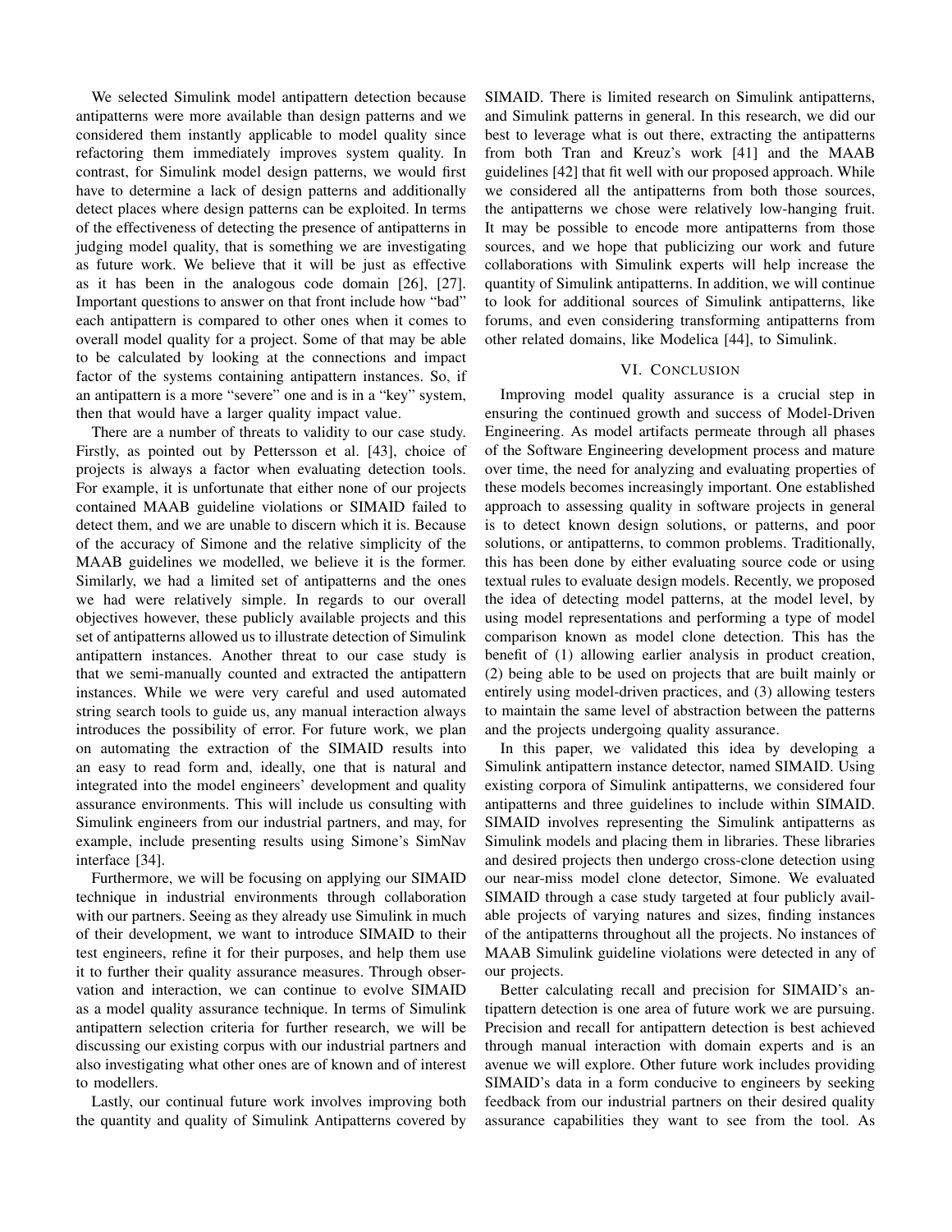We selected Simulink model antipattern detection because antipatterns were more available than design patterns and we considered them instantly applicable to model quality since refactoring them immediately improves system quality. In contrast, for Simulink model design patterns, we would first have to determine a lack of design patterns and additionally detect places where design patterns can be exploited. In terms of the effectiveness of detecting the presence of antipatterns in judging model quality, that is something we are investigating as future work. We believe that it will be just as effective as it has been in the analogous code domain [26], [27]. Important questions to answer on that front include how "bad" each antipattern is compared to other ones when it comes to overall model quality for a project. Some of that may be able to be calculated by looking at the connections and impact factor of the systems containing antipattern instances. So, if an antipattern is a more "severe" one and is in a "key" system, then that would have a larger quality impact value.

There are a number of threats to validity to our case study. Firstly, as pointed out by Pettersson et al. [43], choice of projects is always a factor when evaluating detection tools. For example, it is unfortunate that either none of our projects contained MAAB guideline violations or SIMAID failed to detect them, and we are unable to discern which it is. Because of the accuracy of Simone and the relative simplicity of the MAAB guidelines we modelled, we believe it is the former. Similarly, we had a limited set of antipatterns and the ones we had were relatively simple. In regards to our overall objectives however, these publicly available projects and this set of antipatterns allowed us to illustrate detection of Simulink antipattern instances. Another threat to our case study is that we semi-manually counted and extracted the antipattern instances. While we were very careful and used automated string search tools to guide us, any manual interaction always introduces the possibility of error. For future work, we plan on automating the extraction of the SIMAID results into an easy to read form and, ideally, one that is natural and integrated into the model engineers' development and quality assurance environments. This will include us consulting with Simulink engineers from our industrial partners, and may, for example, include presenting results using Simone's SimNav interface [34].

Furthermore, we will be focusing on applying our SIMAID technique in industrial environments through collaboration with our partners. Seeing as they already use Simulink in much of their development, we want to introduce SIMAID to their test engineers, refine it for their purposes, and help them use it to further their quality assurance measures. Through observation and interaction, we can continue to evolve SIMAID as a model quality assurance technique. In terms of Simulink antipattern selection criteria for further research, we will be discussing our existing corpus with our industrial partners and also investigating what other ones are of known and of interest to modellers.

Lastly, our continual future work involves improving both the quantity and quality of Simulink Antipatterns covered by SIMAID. There is limited research on Simulink antipatterns, and Simulink patterns in general. In this research, we did our best to leverage what is out there, extracting the antipatterns from both Tran and Kreuz's work [41] and the MAAB guidelines [42] that fit well with our proposed approach. While we considered all the antipatterns from both those sources, the antipatterns we chose were relatively low-hanging fruit. It may be possible to encode more antipatterns from those sources, and we hope that publicizing our work and future collaborations with Simulink experts will help increase the quantity of Simulink antipatterns. In addition, we will continue to look for additional sources of Simulink antipatterns, like forums, and even considering transforming antipatterns from other related domains, like Modelica [44], to Simulink.

## VI. Conclusion

Improving model quality assurance is a crucial step in ensuring the continued growth and success of Model-Driven Engineering. As model artifacts permeate through all phases of the Software Engineering development process and mature over time, the need for analyzing and evaluating properties of these models becomes increasingly important. One established approach to assessing quality in software projects in general is to detect known design solutions, or patterns, and poor solutions, or antipatterns, to common problems. Traditionally, this has been done by either evaluating source code or using textual rules to evaluate design models. Recently, we proposed the idea of detecting model patterns, at the model level, by using model representations and performing a type of model comparison known as model clone detection. This has the benefit of (1) allowing earlier analysis in product creation, (2) being able to be used on projects that are built mainly or entirely using model-driven practices, and (3) allowing testers to maintain the same level of abstraction between the patterns and the projects undergoing quality assurance.

In this paper, we validated this idea by developing a Simulink antipattern instance detector, named SIMAID. Using existing corpora of Simulink antipatterns, we considered four antipatterns and three guidelines to include within SIMAID. SIMAID involves representing the Simulink antipatterns as Simulink models and placing them in libraries. These libraries and desired projects then undergo cross-clone detection using our near-miss model clone detector, Simone. We evaluated SIMAID through a case study targeted at four publicly available projects of varying natures and sizes, finding instances of the antipatterns throughout all the projects. No instances of MAAB Simulink guideline violations were detected in any of our projects.

Better calculating recall and precision for SIMAID's antipattern detection is one area of future work we are pursuing. Precision and recall for antipattern detection is best achieved through manual interaction with domain experts and is an avenue we will explore. Other future work includes providing SIMAID's data in a form conducive to engineers by seeking feedback from our industrial partners on their desired quality assurance capabilities they want to see from the tool. As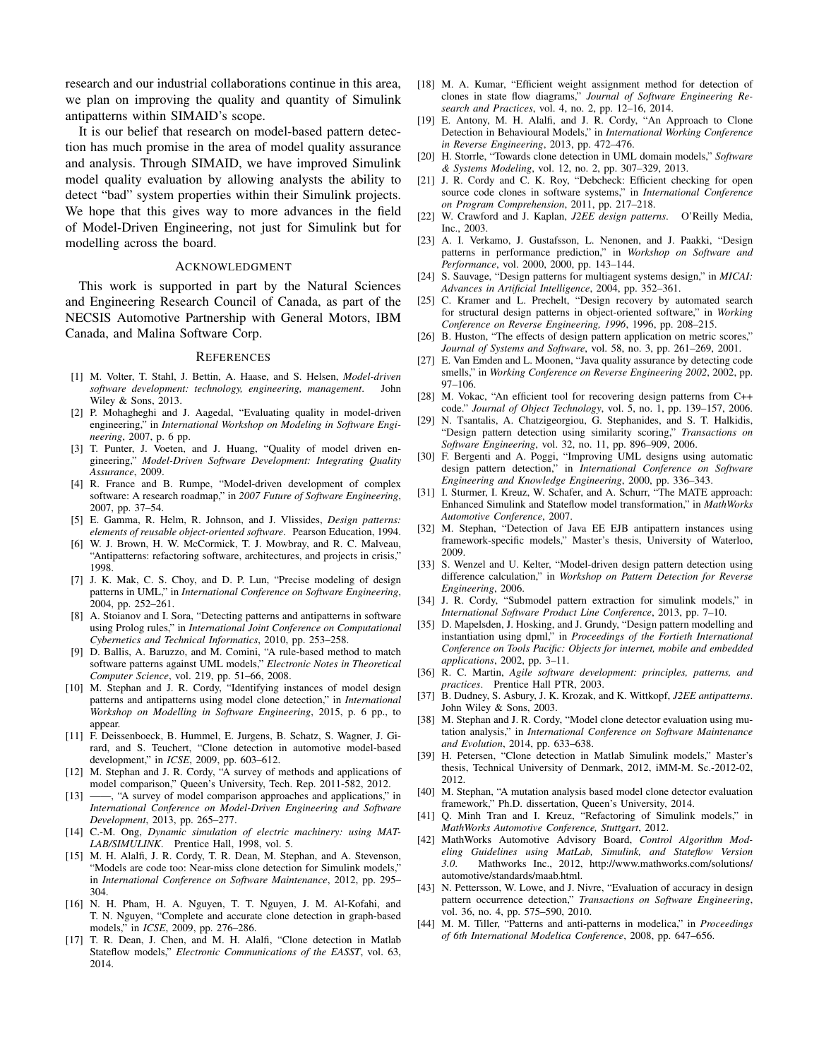research and our industrial collaborations continue in this area, we plan on improving the quality and quantity of Simulink antipatterns within SIMAID's scope.

It is our belief that research on model-based pattern detection has much promise in the area of model quality assurance and analysis. Through SIMAID, we have improved Simulink model quality evaluation by allowing analysts the ability to detect "bad" system properties within their Simulink projects. We hope that this gives way to more advances in the field of Model-Driven Engineering, not just for Simulink but for modelling across the board.

## ACKNOWLEDGMENT

This work is supported in part by the Natural Sciences and Engineering Research Council of Canada, as part of the NECSIS Automotive Partnership with General Motors, IBM Canada, and Malina Software Corp.

## REFERENCES

[1] M. Volter, T. Stahl, J. Bettin, A. Haase, and S. Helsen, *Model-driven software development: technology, engineering, management*. John Wiley & Sons, 2013.

[2] P. Mohagheghi and J. Aagedal, "Evaluating quality in model-driven engineering," in *International Workshop on Modeling in Software Engineering*, 2007, p. 6 pp.

[3] T. Punter, J. Voeten, and J. Huang, "Quality of model driven engineering," *Model-Driven Software Development: Integrating Quality Assurance*, 2009.

[4] R. France and B. Rumpe, "Model-driven development of complex software: A research roadmap," in *2007 Future of Software Engineering*, 2007, pp. 37–54.

[5] E. Gamma, R. Helm, R. Johnson, and J. Vlissides, *Design patterns: elements of reusable object-oriented software*. Pearson Education, 1994.

[6] W. J. Brown, H. W. McCormick, T. J. Mowbray, and R. C. Malveau, "Antipatterns: refactoring software, architectures, and projects in crisis," 1998.

[7] J. K. Mak, C. S. Choy, and D. P. Lun, "Precise modeling of design patterns in UML," in *International Conference on Software Engineering*, 2004, pp. 252–261.

[8] A. Stoianov and I. Sora, "Detecting patterns and antipatterns in software using Prolog rules," in *International Joint Conference on Computational Cybernetics and Technical Informatics*, 2010, pp. 253–258.

[9] D. Ballis, A. Baruzzo, and M. Comini, "A rule-based method to match software patterns against UML models," *Electronic Notes in Theoretical Computer Science*, vol. 219, pp. 51–66, 2008.

[10] M. Stephan and J. R. Cordy, "Identifying instances of model design patterns and antipatterns using model clone detection," in *International Workshop on Modelling in Software Engineering*, 2015, p. 6 pp., to appear.

[11] F. Deissenboeck, B. Hummel, E. Jurgens, B. Schatz, S. Wagner, J. Girard, and S. Teuchert, "Clone detection in automotive model-based development," in *ICSE*, 2009, pp. 603–612.

[12] M. Stephan and J. R. Cordy, "A survey of methods and applications of model comparison," Queen's University, Tech. Rep. 2011-582, 2012.

[13] ——, "A survey of model comparison approaches and applications," in *International Conference on Model-Driven Engineering and Software Development*, 2013, pp. 265–277.

[14] C.-M. Ong, *Dynamic simulation of electric machinery: using MATLAB/SIMULINK*. Prentice Hall, 1998, vol. 5.

[15] M. H. Alalfi, J. R. Cordy, T. R. Dean, M. Stephan, and A. Stevenson, "Models are code too: Near-miss clone detection for Simulink models," in *International Conference on Software Maintenance*, 2012, pp. 295–304.

[16] N. H. Pham, H. A. Nguyen, T. T. Nguyen, J. M. Al-Kofahi, and T. N. Nguyen, "Complete and accurate clone detection in graph-based models," in *ICSE*, 2009, pp. 276–286.

[17] T. R. Dean, J. Chen, and M. H. Alalfi, "Clone detection in Matlab Stateflow models," *Electronic Communications of the EASST*, vol. 63, 2014.

[18] M. A. Kumar, "Efficient weight assignment method for detection of clones in state flow diagrams," *Journal of Software Engineering Research and Practices*, vol. 4, no. 2, pp. 12–16, 2014.

[19] E. Antony, M. H. Alalfi, and J. R. Cordy, "An Approach to Clone Detection in Behavioural Models," in *International Working Conference in Reverse Engineering*, 2013, pp. 472–476.

[20] H. Storrle, "Towards clone detection in UML domain models," *Software & Systems Modeling*, vol. 12, no. 2, pp. 307–329, 2013.

[21] J. R. Cordy and C. K. Roy, "Debcheck: Efficient checking for open source code clones in software systems," in *International Conference on Program Comprehension*, 2011, pp. 217–218.

[22] W. Crawford and J. Kaplan, *J2EE design patterns*. O'Reilly Media, Inc., 2003.

[23] A. I. Verkamo, J. Gustafsson, L. Nenonen, and J. Paakki, "Design patterns in performance prediction," in *Workshop on Software and Performance*, vol. 2000, 2000, pp. 143–144.

[24] S. Sauvage, "Design patterns for multiagent systems design," in *MICAI: Advances in Artificial Intelligence*, 2004, pp. 352–361.

[25] C. Kramer and L. Prechelt, "Design recovery by automated search for structural design patterns in object-oriented software," in *Working Conference on Reverse Engineering, 1996*, 1996, pp. 208–215.

[26] B. Huston, "The effects of design pattern application on metric scores," *Journal of Systems and Software*, vol. 58, no. 3, pp. 261–269, 2001.

[27] E. Van Emden and L. Moonen, "Java quality assurance by detecting code smells," in *Working Conference on Reverse Engineering 2002*, 2002, pp. 97–106.

[28] M. Vokac, "An efficient tool for recovering design patterns from C++ code." *Journal of Object Technology*, vol. 5, no. 1, pp. 139–157, 2006.

[29] N. Tsantalis, A. Chatzigeorgiou, G. Stephanides, and S. T. Halkidis, "Design pattern detection using similarity scoring," *Transactions on Software Engineering*, vol. 32, no. 11, pp. 896–909, 2006.

[30] F. Bergenti and A. Poggi, "Improving UML designs using automatic design pattern detection," in *International Conference on Software Engineering and Knowledge Engineering*, 2000, pp. 336–343.

[31] I. Sturmer, I. Kreuz, W. Schafer, and A. Schurr, "The MATE approach: Enhanced Simulink and Stateflow model transformation," in *MathWorks Automotive Conference*, 2007.

[32] M. Stephan, "Detection of Java EE EJB antipattern instances using framework-specific models," Master's thesis, University of Waterloo, 2009.

[33] S. Wenzel and U. Kelter, "Model-driven design pattern detection using difference calculation," in *Workshop on Pattern Detection for Reverse Engineering*, 2006.

[34] J. R. Cordy, "Submodel pattern extraction for simulink models," in *International Software Product Line Conference*, 2013, pp. 7–10.

[35] D. Mapelsden, J. Hosking, and J. Grundy, "Design pattern modelling and instantiation using dpml," in *Proceedings of the Fortieth International Conference on Tools Pacific: Objects for internet, mobile and embedded applications*, 2002, pp. 3–11.

[36] R. C. Martin, *Agile software development: principles, patterns, and practices*. Prentice Hall PTR, 2003.

[37] B. Dudney, S. Asbury, J. K. Krozak, and K. Wittkopf, *J2EE antipatterns*. John Wiley & Sons, 2003.

[38] M. Stephan and J. R. Cordy, "Model clone detector evaluation using mutation analysis," in *International Conference on Software Maintenance and Evolution*, 2014, pp. 633–638.

[39] H. Petersen, "Clone detection in Matlab Simulink models," Master's thesis, Technical University of Denmark, 2012, iMM-M. Sc.-2012-02, 2012.

[40] M. Stephan, "A mutation analysis based model clone detector evaluation framework," Ph.D. dissertation, Queen's University, 2014.

[41] Q. Minh Tran and I. Kreuz, "Refactoring of Simulink models," in *MathWorks Automotive Conference, Stuttgart*, 2012.

[42] MathWorks Automotive Advisory Board, *Control Algorithm Modeling Guidelines using MatLab, Simulink, and Stateflow Version 3.0*. Mathworks Inc., 2012, http://www.mathworks.com/solutions/automotive/standards/maab.html.

[43] N. Pettersson, W. Lowe, and J. Nivre, "Evaluation of accuracy in design pattern occurrence detection," *Transactions on Software Engineering*, vol. 36, no. 4, pp. 575–590, 2010.

[44] M. M. Tiller, "Patterns and anti-patterns in modelica," in *Proceedings of 6th International Modelica Conference*, 2008, pp. 647–656.